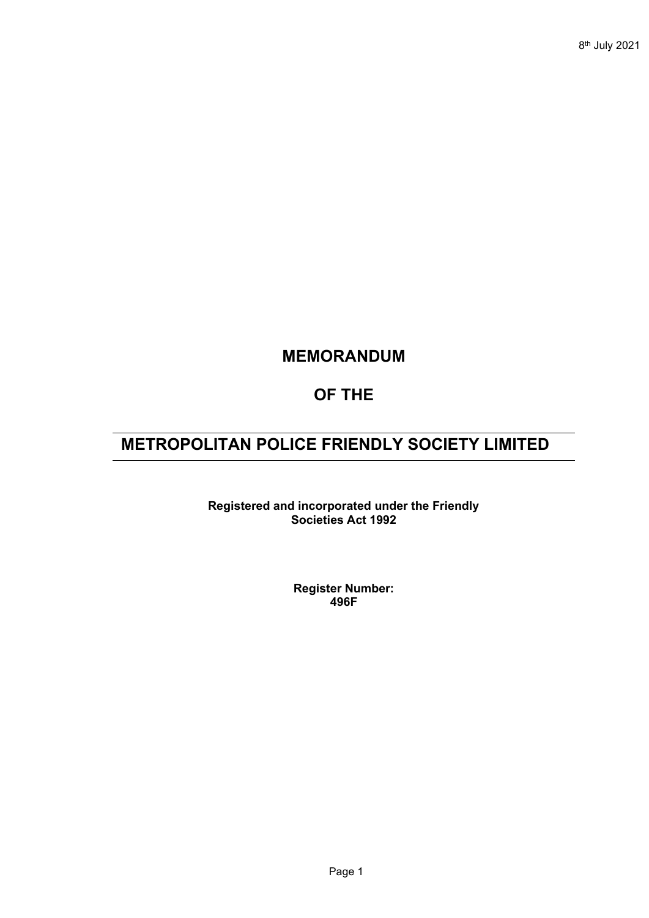8th July 2021

# MEMORANDUM

# OF THE

# METROPOLITAN POLICE FRIENDLY SOCIETY LIMITED

**Registered and incorporated under the Friendly Societies Act 1992**

**Register Number:**
**496F**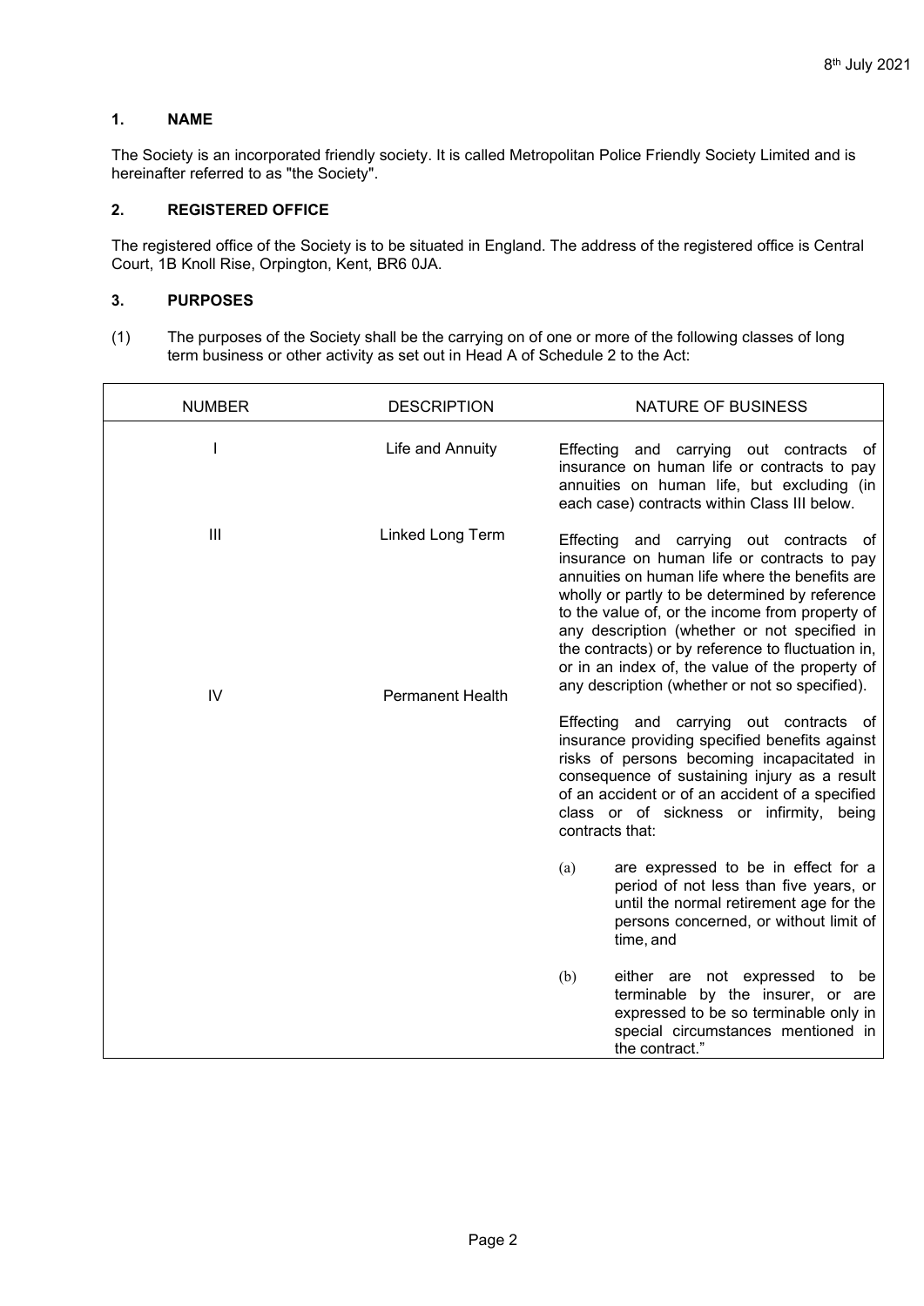8th July 2021

## 1. NAME

The Society is an incorporated friendly society. It is called Metropolitan Police Friendly Society Limited and is hereinafter referred to as "the Society".

## 2. REGISTERED OFFICE

The registered office of the Society is to be situated in England. The address of the registered office is Central Court, 1B Knoll Rise, Orpington, Kent, BR6 0JA.

## 3. PURPOSES

(1) The purposes of the Society shall be the carrying on of one or more of the following classes of long term business or other activity as set out in Head A of Schedule 2 to the Act:

| NUMBER | DESCRIPTION | NATURE OF BUSINESS |
|---|---|---|
| I | Life and Annuity | Effecting and carrying out contracts of insurance on human life or contracts to pay annuities on human life, but excluding (in each case) contracts within Class III below. |
| III | Linked Long Term | Effecting and carrying out contracts of insurance on human life or contracts to pay annuities on human life where the benefits are wholly or partly to be determined by reference to the value of, or the income from property of any description (whether or not specified in the contracts) or by reference to fluctuation in, or in an index of, the value of the property of any description (whether or not so specified). |
| IV | Permanent Health | Effecting and carrying out contracts of insurance providing specified benefits against risks of persons becoming incapacitated in consequence of sustaining injury as a result of an accident or of an accident of a specified class or of sickness or infirmity, being contracts that: (a) are expressed to be in effect for a period of not less than five years, or until the normal retirement age for the persons concerned, or without limit of time, and (b) either are not expressed to be terminable by the insurer, or are expressed to be so terminable only in special circumstances mentioned in the contract." |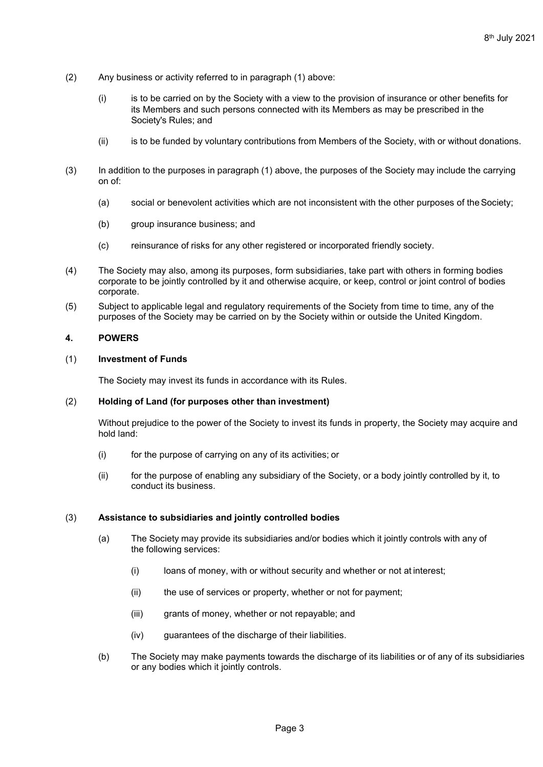(2) Any business or activity referred to in paragraph (1) above:

(i) is to be carried on by the Society with a view to the provision of insurance or other benefits for its Members and such persons connected with its Members as may be prescribed in the Society's Rules; and

(ii) is to be funded by voluntary contributions from Members of the Society, with or without donations.

(3) In addition to the purposes in paragraph (1) above, the purposes of the Society may include the carrying on of:

(a) social or benevolent activities which are not inconsistent with the other purposes of the Society;

(b) group insurance business; and

(c) reinsurance of risks for any other registered or incorporated friendly society.

(4) The Society may also, among its purposes, form subsidiaries, take part with others in forming bodies corporate to be jointly controlled by it and otherwise acquire, or keep, control or joint control of bodies corporate.

(5) Subject to applicable legal and regulatory requirements of the Society from time to time, any of the purposes of the Society may be carried on by the Society within or outside the United Kingdom.

## 4. POWERS

### (1) Investment of Funds

The Society may invest its funds in accordance with its Rules.

### (2) Holding of Land (for purposes other than investment)

Without prejudice to the power of the Society to invest its funds in property, the Society may acquire and hold land:

(i) for the purpose of carrying on any of its activities; or

(ii) for the purpose of enabling any subsidiary of the Society, or a body jointly controlled by it, to conduct its business.

### (3) Assistance to subsidiaries and jointly controlled bodies

(a) The Society may provide its subsidiaries and/or bodies which it jointly controls with any of the following services:

(i) loans of money, with or without security and whether or not at interest;

(ii) the use of services or property, whether or not for payment;

(iii) grants of money, whether or not repayable; and

(iv) guarantees of the discharge of their liabilities.

(b) The Society may make payments towards the discharge of its liabilities or of any of its subsidiaries or any bodies which it jointly controls.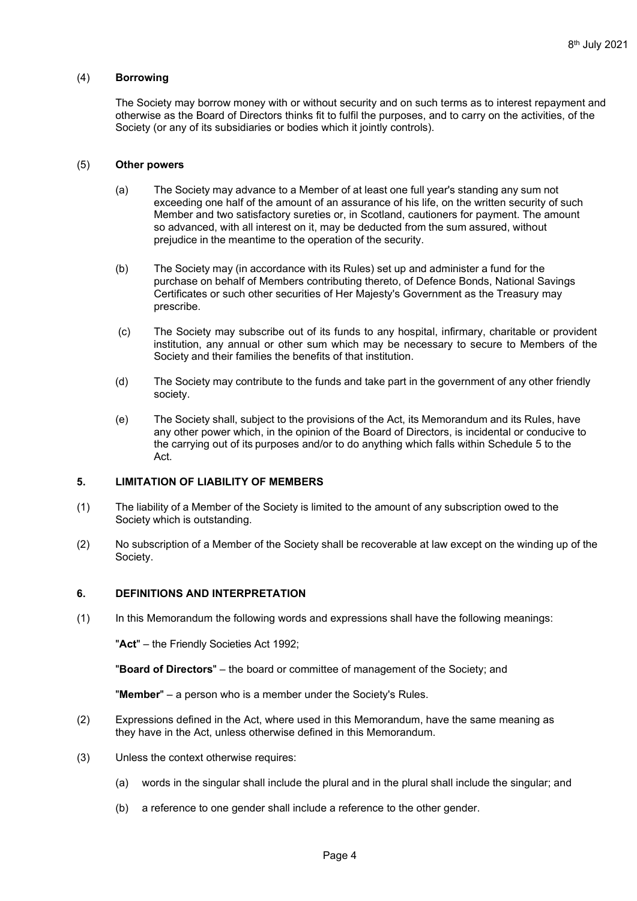(4) **Borrowing**

The Society may borrow money with or without security and on such terms as to interest repayment and otherwise as the Board of Directors thinks fit to fulfil the purposes, and to carry on the activities, of the Society (or any of its subsidiaries or bodies which it jointly controls).

(5) **Other powers**

(a) The Society may advance to a Member of at least one full year's standing any sum not exceeding one half of the amount of an assurance of his life, on the written security of such Member and two satisfactory sureties or, in Scotland, cautioners for payment. The amount so advanced, with all interest on it, may be deducted from the sum assured, without prejudice in the meantime to the operation of the security.

(b) The Society may (in accordance with its Rules) set up and administer a fund for the purchase on behalf of Members contributing thereto, of Defence Bonds, National Savings Certificates or such other securities of Her Majesty's Government as the Treasury may prescribe.

(c) The Society may subscribe out of its funds to any hospital, infirmary, charitable or provident institution, any annual or other sum which may be necessary to secure to Members of the Society and their families the benefits of that institution.

(d) The Society may contribute to the funds and take part in the government of any other friendly society.

(e) The Society shall, subject to the provisions of the Act, its Memorandum and its Rules, have any other power which, in the opinion of the Board of Directors, is incidental or conducive to the carrying out of its purposes and/or to do anything which falls within Schedule 5 to the Act.

## 5. LIMITATION OF LIABILITY OF MEMBERS

(1) The liability of a Member of the Society is limited to the amount of any subscription owed to the Society which is outstanding.

(2) No subscription of a Member of the Society shall be recoverable at law except on the winding up of the Society.

## 6. DEFINITIONS AND INTERPRETATION

(1) In this Memorandum the following words and expressions shall have the following meanings:

"**Act**" – the Friendly Societies Act 1992;

"**Board of Directors**" – the board or committee of management of the Society; and

"**Member**" – a person who is a member under the Society's Rules.

(2) Expressions defined in the Act, where used in this Memorandum, have the same meaning as they have in the Act, unless otherwise defined in this Memorandum.

(3) Unless the context otherwise requires:

(a) words in the singular shall include the plural and in the plural shall include the singular; and

(b) a reference to one gender shall include a reference to the other gender.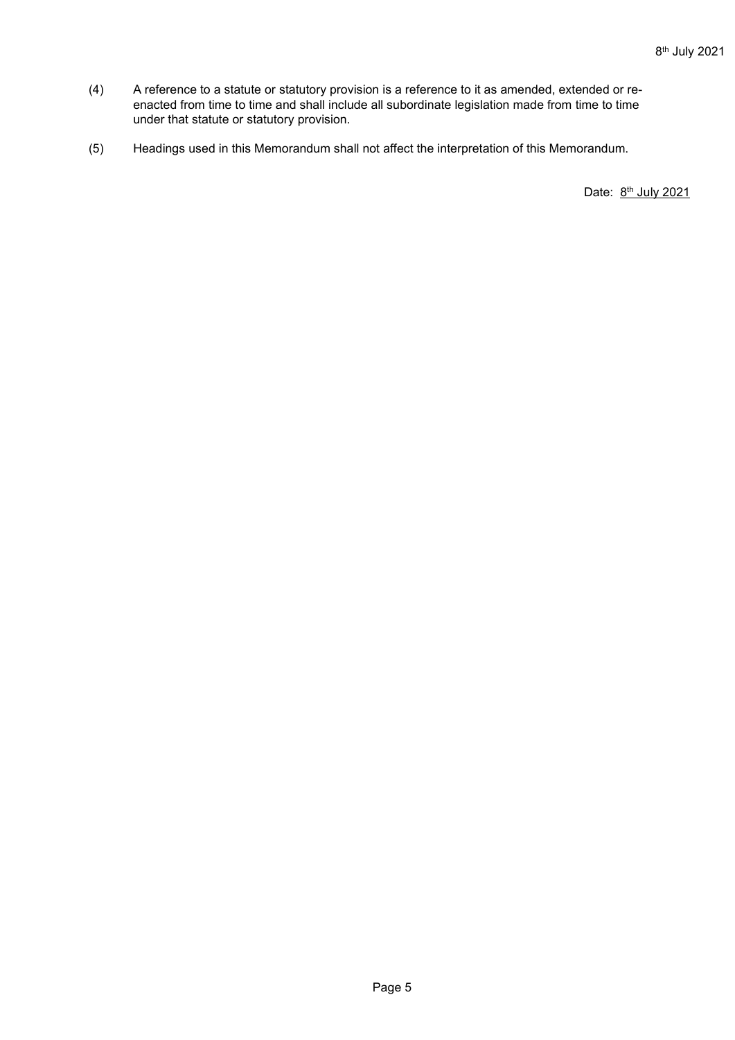(4) A reference to a statute or statutory provision is a reference to it as amended, extended or re-enacted from time to time and shall include all subordinate legislation made from time to time under that statute or statutory provision.

(5) Headings used in this Memorandum shall not affect the interpretation of this Memorandum.

Date: 8th July 2021